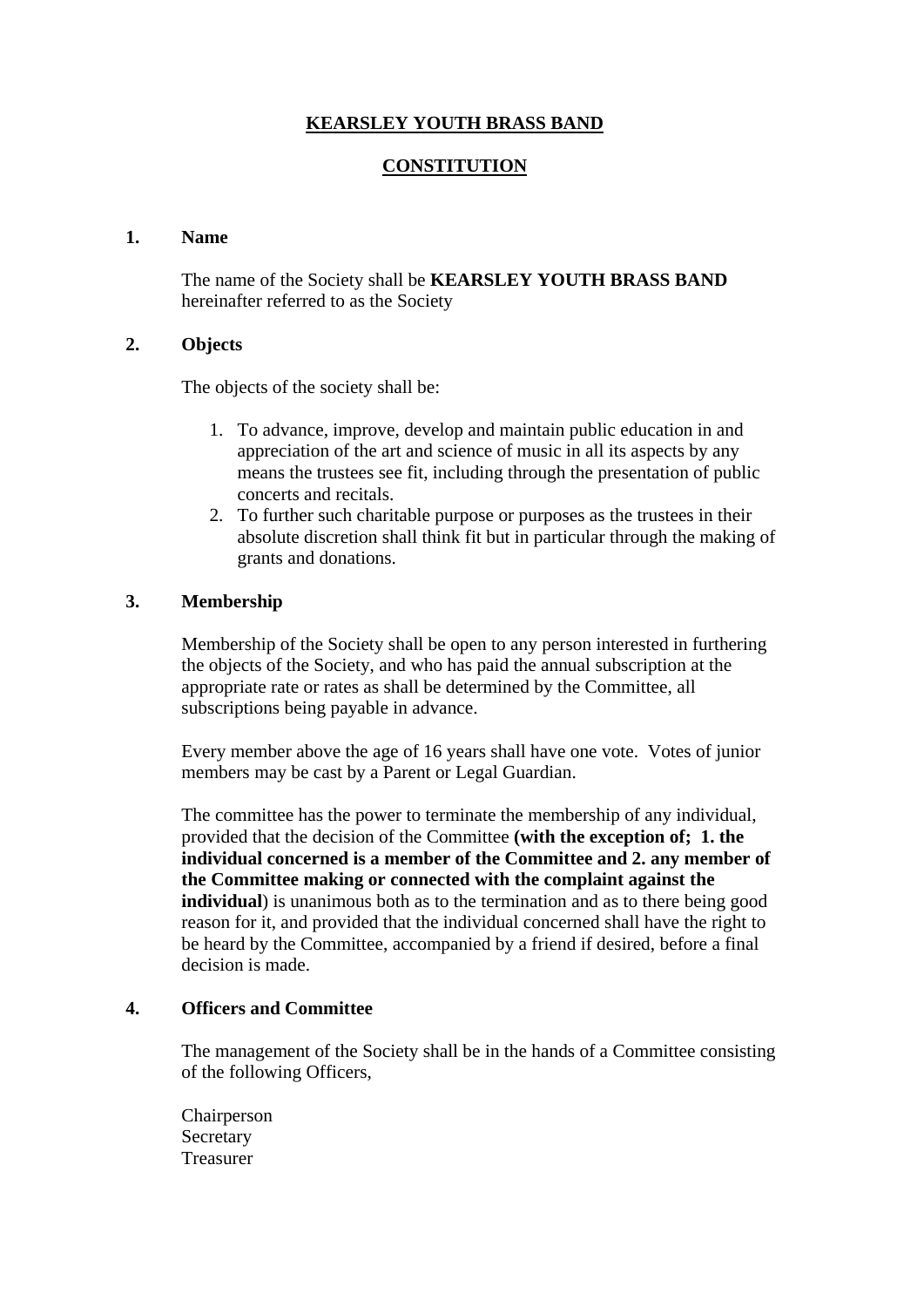# KEARSLEY YOUTH BRASS BAND

## CONSTITUTION

### 1. Name

The name of the Society shall be **KEARSLEY YOUTH BRASS BAND** hereinafter referred to as the Society

### 2. Objects

The objects of the society shall be:

1. To advance, improve, develop and maintain public education in and appreciation of the art and science of music in all its aspects by any means the trustees see fit, including through the presentation of public concerts and recitals.
2. To further such charitable purpose or purposes as the trustees in their absolute discretion shall think fit but in particular through the making of grants and donations.

### 3. Membership

Membership of the Society shall be open to any person interested in furthering the objects of the Society, and who has paid the annual subscription at the appropriate rate or rates as shall be determined by the Committee, all subscriptions being payable in advance.

Every member above the age of 16 years shall have one vote. Votes of junior members may be cast by a Parent or Legal Guardian.

The committee has the power to terminate the membership of any individual, provided that the decision of the Committee **(with the exception of; 1. the individual concerned is a member of the Committee and 2. any member of the Committee making or connected with the complaint against the individual**) is unanimous both as to the termination and as to there being good reason for it, and provided that the individual concerned shall have the right to be heard by the Committee, accompanied by a friend if desired, before a final decision is made.

### 4. Officers and Committee

The management of the Society shall be in the hands of a Committee consisting of the following Officers,

Chairperson
Secretary
Treasurer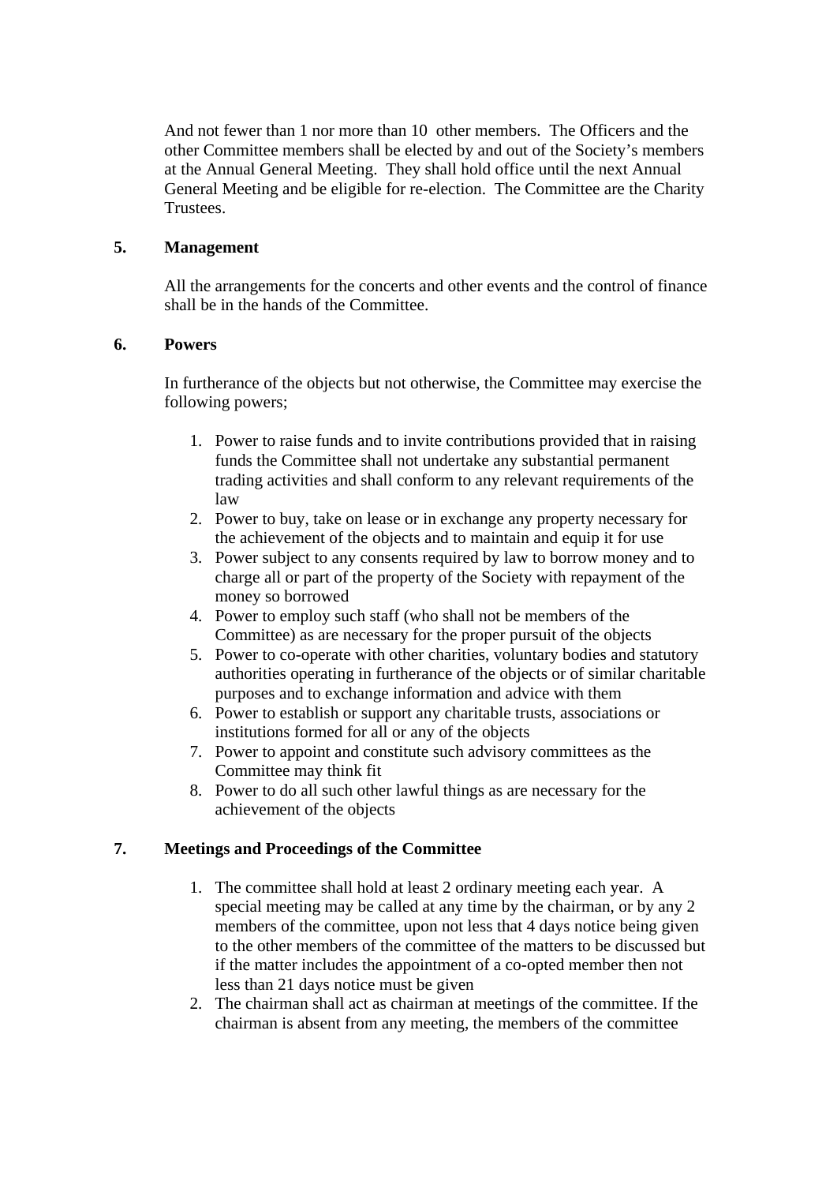And not fewer than 1 nor more than 10 other members. The Officers and the other Committee members shall be elected by and out of the Society's members at the Annual General Meeting. They shall hold office until the next Annual General Meeting and be eligible for re-election. The Committee are the Charity Trustees.

**5. Management**

All the arrangements for the concerts and other events and the control of finance shall be in the hands of the Committee.

**6. Powers**

In furtherance of the objects but not otherwise, the Committee may exercise the following powers;

1. Power to raise funds and to invite contributions provided that in raising funds the Committee shall not undertake any substantial permanent trading activities and shall conform to any relevant requirements of the law
2. Power to buy, take on lease or in exchange any property necessary for the achievement of the objects and to maintain and equip it for use
3. Power subject to any consents required by law to borrow money and to charge all or part of the property of the Society with repayment of the money so borrowed
4. Power to employ such staff (who shall not be members of the Committee) as are necessary for the proper pursuit of the objects
5. Power to co-operate with other charities, voluntary bodies and statutory authorities operating in furtherance of the objects or of similar charitable purposes and to exchange information and advice with them
6. Power to establish or support any charitable trusts, associations or institutions formed for all or any of the objects
7. Power to appoint and constitute such advisory committees as the Committee may think fit
8. Power to do all such other lawful things as are necessary for the achievement of the objects

**7. Meetings and Proceedings of the Committee**

1. The committee shall hold at least 2 ordinary meeting each year. A special meeting may be called at any time by the chairman, or by any 2 members of the committee, upon not less that 4 days notice being given to the other members of the committee of the matters to be discussed but if the matter includes the appointment of a co-opted member then not less than 21 days notice must be given
2. The chairman shall act as chairman at meetings of the committee. If the chairman is absent from any meeting, the members of the committee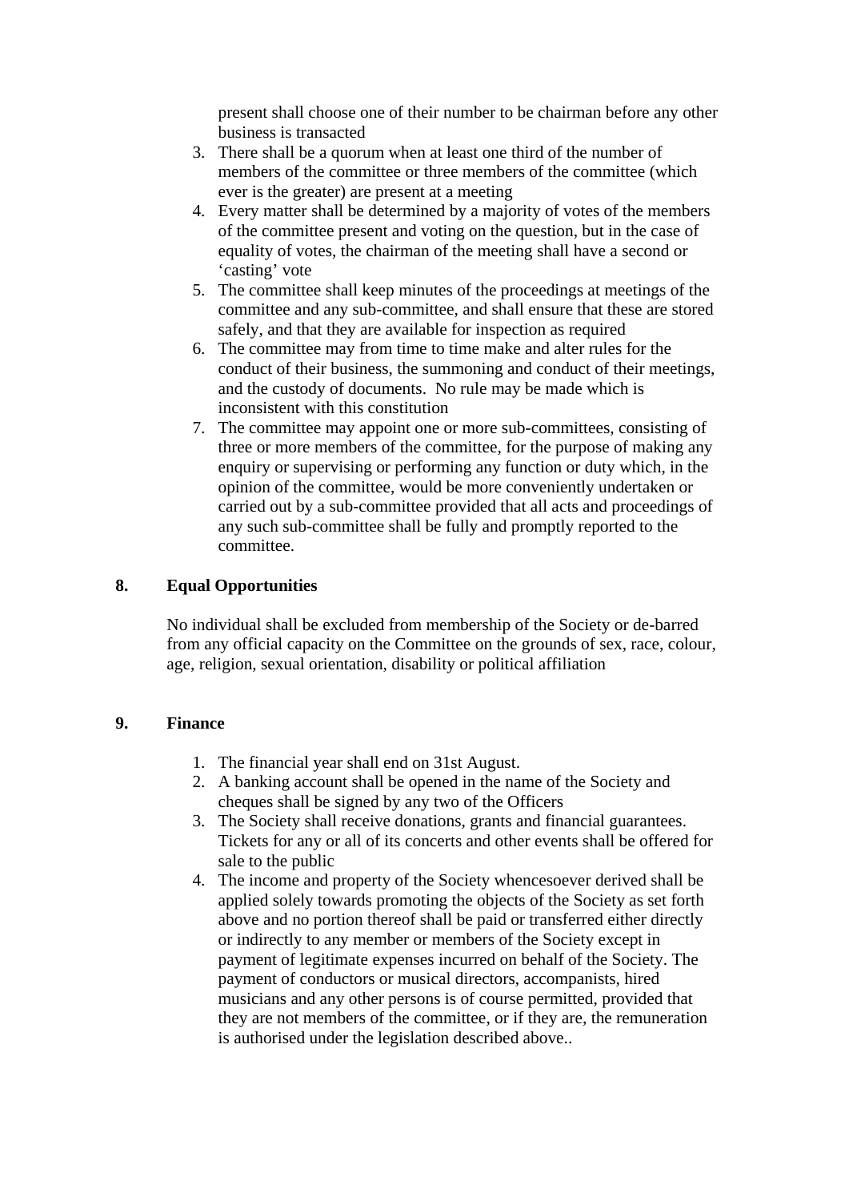present shall choose one of their number to be chairman before any other business is transacted

3. There shall be a quorum when at least one third of the number of members of the committee or three members of the committee (which ever is the greater) are present at a meeting
4. Every matter shall be determined by a majority of votes of the members of the committee present and voting on the question, but in the case of equality of votes, the chairman of the meeting shall have a second or 'casting' vote
5. The committee shall keep minutes of the proceedings at meetings of the committee and any sub-committee, and shall ensure that these are stored safely, and that they are available for inspection as required
6. The committee may from time to time make and alter rules for the conduct of their business, the summoning and conduct of their meetings, and the custody of documents. No rule may be made which is inconsistent with this constitution
7. The committee may appoint one or more sub-committees, consisting of three or more members of the committee, for the purpose of making any enquiry or supervising or performing any function or duty which, in the opinion of the committee, would be more conveniently undertaken or carried out by a sub-committee provided that all acts and proceedings of any such sub-committee shall be fully and promptly reported to the committee.

## 8. Equal Opportunities

No individual shall be excluded from membership of the Society or de-barred from any official capacity on the Committee on the grounds of sex, race, colour, age, religion, sexual orientation, disability or political affiliation

## 9. Finance

1. The financial year shall end on 31st August.
2. A banking account shall be opened in the name of the Society and cheques shall be signed by any two of the Officers
3. The Society shall receive donations, grants and financial guarantees. Tickets for any or all of its concerts and other events shall be offered for sale to the public
4. The income and property of the Society whencesoever derived shall be applied solely towards promoting the objects of the Society as set forth above and no portion thereof shall be paid or transferred either directly or indirectly to any member or members of the Society except in payment of legitimate expenses incurred on behalf of the Society. The payment of conductors or musical directors, accompanists, hired musicians and any other persons is of course permitted, provided that they are not members of the committee, or if they are, the remuneration is authorised under the legislation described above..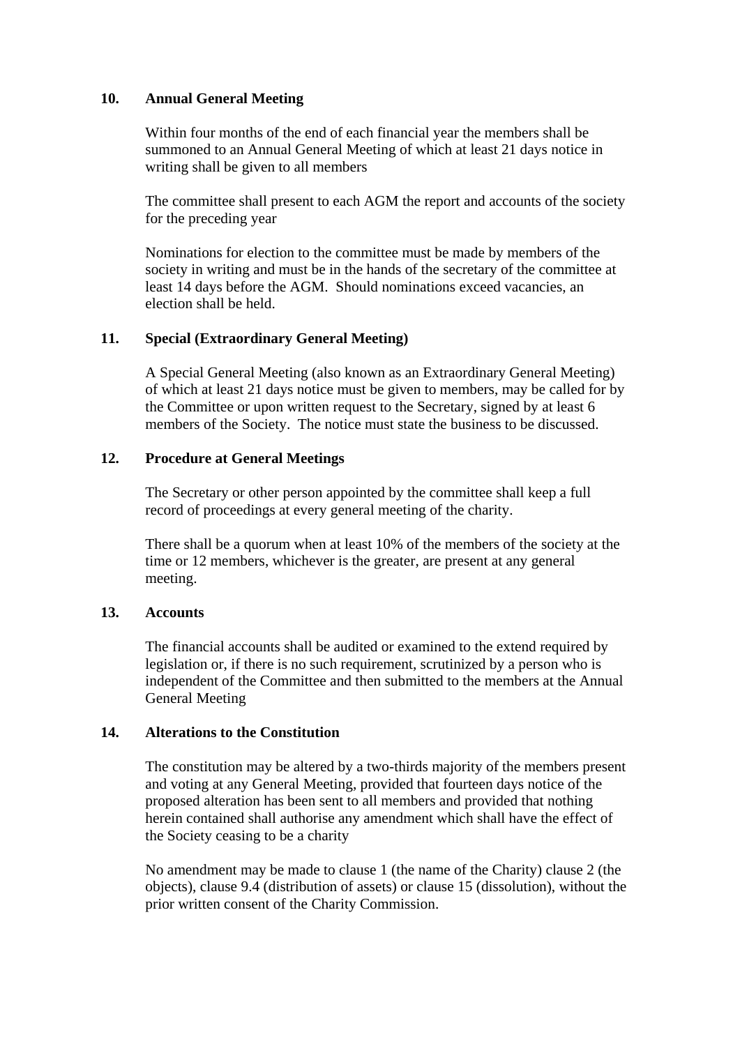## 10. Annual General Meeting

Within four months of the end of each financial year the members shall be summoned to an Annual General Meeting of which at least 21 days notice in writing shall be given to all members

The committee shall present to each AGM the report and accounts of the society for the preceding year

Nominations for election to the committee must be made by members of the society in writing and must be in the hands of the secretary of the committee at least 14 days before the AGM. Should nominations exceed vacancies, an election shall be held.

## 11. Special (Extraordinary General Meeting)

A Special General Meeting (also known as an Extraordinary General Meeting) of which at least 21 days notice must be given to members, may be called for by the Committee or upon written request to the Secretary, signed by at least 6 members of the Society. The notice must state the business to be discussed.

## 12. Procedure at General Meetings

The Secretary or other person appointed by the committee shall keep a full record of proceedings at every general meeting of the charity.

There shall be a quorum when at least 10% of the members of the society at the time or 12 members, whichever is the greater, are present at any general meeting.

## 13. Accounts

The financial accounts shall be audited or examined to the extend required by legislation or, if there is no such requirement, scrutinized by a person who is independent of the Committee and then submitted to the members at the Annual General Meeting

## 14. Alterations to the Constitution

The constitution may be altered by a two-thirds majority of the members present and voting at any General Meeting, provided that fourteen days notice of the proposed alteration has been sent to all members and provided that nothing herein contained shall authorise any amendment which shall have the effect of the Society ceasing to be a charity

No amendment may be made to clause 1 (the name of the Charity) clause 2 (the objects), clause 9.4 (distribution of assets) or clause 15 (dissolution), without the prior written consent of the Charity Commission.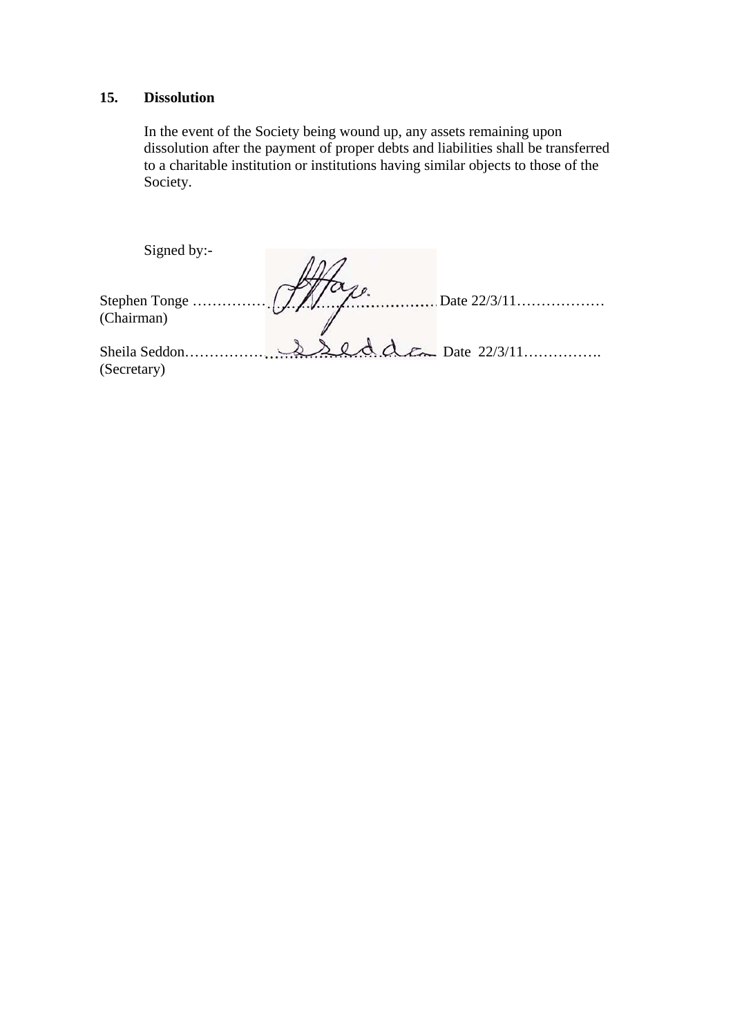## 15. Dissolution

In the event of the Society being wound up, any assets remaining upon dissolution after the payment of proper debts and liabilities shall be transferred to a charitable institution or institutions having similar objects to those of the Society.

Signed by:-

Stephen Tonge ……………………………………………… Date 22/3/11………………
(Chairman)

Sheila Seddon……………… S Seddon ……… Date 22/3/11…………….
(Secretary)